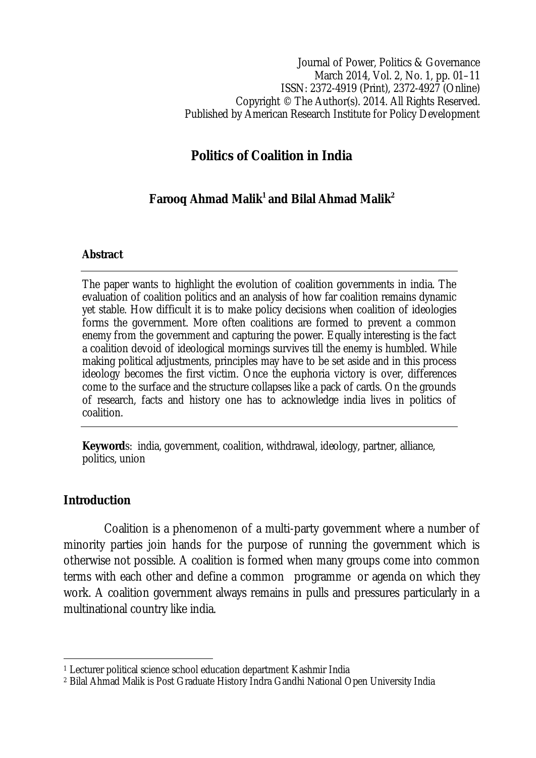Journal of Power, Politics & Governance
March 2014, Vol. 2, No. 1, pp. 01–11
ISSN: 2372-4919 (Print), 2372-4927 (Online)
Copyright © The Author(s). 2014. All Rights Reserved.
Published by American Research Institute for Policy Development

# Politics of Coalition in India

**Farooq Ahmad Malik[1] and Bilal Ahmad Malik[2]**

## Abstract

The paper wants to highlight the evolution of coalition governments in india. The evaluation of coalition politics and an analysis of how far coalition remains dynamic yet stable. How difficult it is to make policy decisions when coalition of ideologies forms the government. More often coalitions are formed to prevent a common enemy from the government and capturing the power. Equally interesting is the fact a coalition devoid of ideological mornings survives till the enemy is humbled. While making political adjustments, principles may have to be set aside and in this process ideology becomes the first victim. Once the euphoria victory is over, differences come to the surface and the structure collapses like a pack of cards. On the grounds of research, facts and history one has to acknowledge india lives in politics of coalition.

**Keywords**: india, government, coalition, withdrawal, ideology, partner, alliance, politics, union

## Introduction

Coalition is a phenomenon of a multi-party government where a number of minority parties join hands for the purpose of running the government which is otherwise not possible. A coalition is formed when many groups come into common terms with each other and define a common programme or agenda on which they work. A coalition government always remains in pulls and pressures particularly in a multinational country like india.

---

[1] Lecturer political science school education department Kashmir India

[2] Bilal Ahmad Malik is Post Graduate History Indra Gandhi National Open University India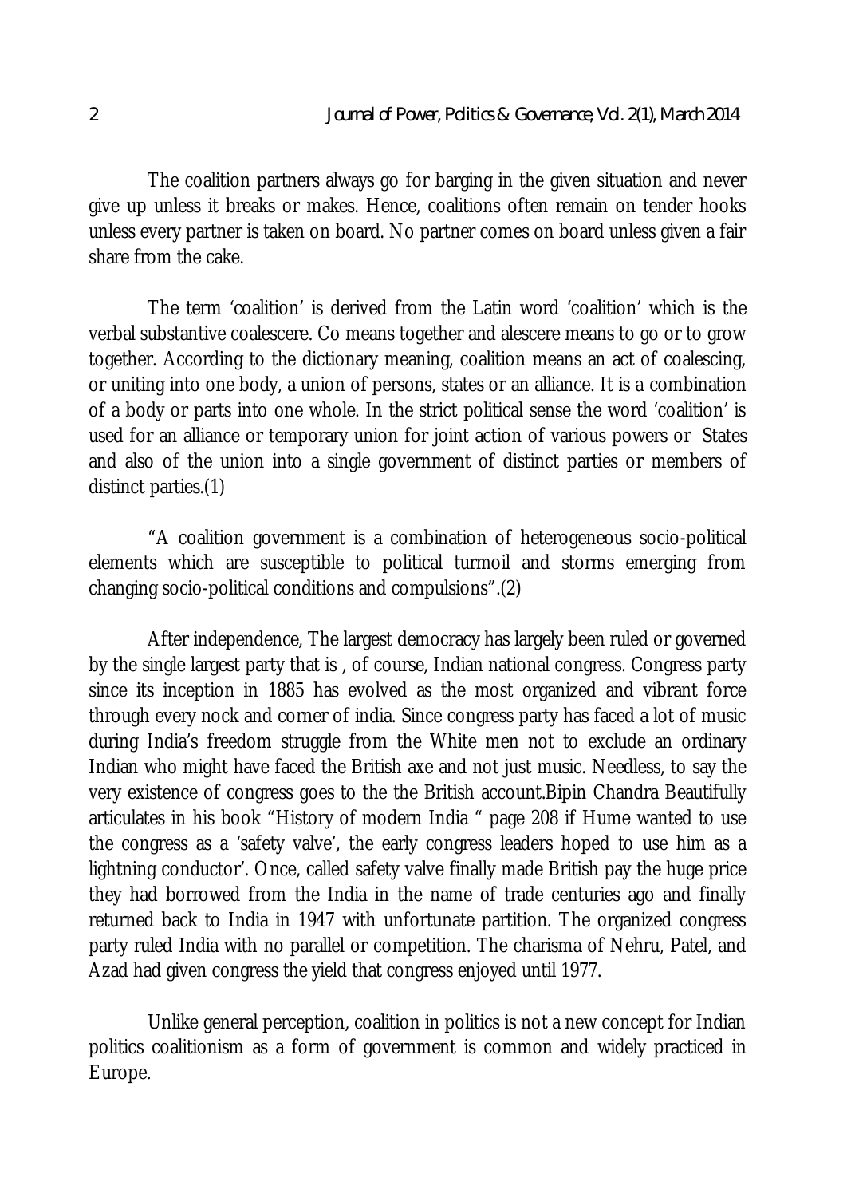The coalition partners always go for barging in the given situation and never give up unless it breaks or makes. Hence, coalitions often remain on tender hooks unless every partner is taken on board. No partner comes on board unless given a fair share from the cake.

The term 'coalition' is derived from the Latin word 'coalition' which is the verbal substantive coalescere. Co means together and alescere means to go or to grow together. According to the dictionary meaning, coalition means an act of coalescing, or uniting into one body, a union of persons, states or an alliance. It is a combination of a body or parts into one whole. In the strict political sense the word 'coalition' is used for an alliance or temporary union for joint action of various powers or States and also of the union into a single government of distinct parties or members of distinct parties.(1)

"A coalition government is a combination of heterogeneous socio-political elements which are susceptible to political turmoil and storms emerging from changing socio-political conditions and compulsions".(2)

After independence, The largest democracy has largely been ruled or governed by the single largest party that is , of course, Indian national congress. Congress party since its inception in 1885 has evolved as the most organized and vibrant force through every nock and corner of india. Since congress party has faced a lot of music during India's freedom struggle from the White men not to exclude an ordinary Indian who might have faced the British axe and not just music. Needless, to say the very existence of congress goes to the the British account.Bipin Chandra Beautifully articulates in his book "History of modern India " page 208 if Hume wanted to use the congress as a 'safety valve', the early congress leaders hoped to use him as a lightning conductor'. Once, called safety valve finally made British pay the huge price they had borrowed from the India in the name of trade centuries ago and finally returned back to India in 1947 with unfortunate partition. The organized congress party ruled India with no parallel or competition. The charisma of Nehru, Patel, and Azad had given congress the yield that congress enjoyed until 1977.

Unlike general perception, coalition in politics is not a new concept for Indian politics coalitionism as a form of government is common and widely practiced in Europe.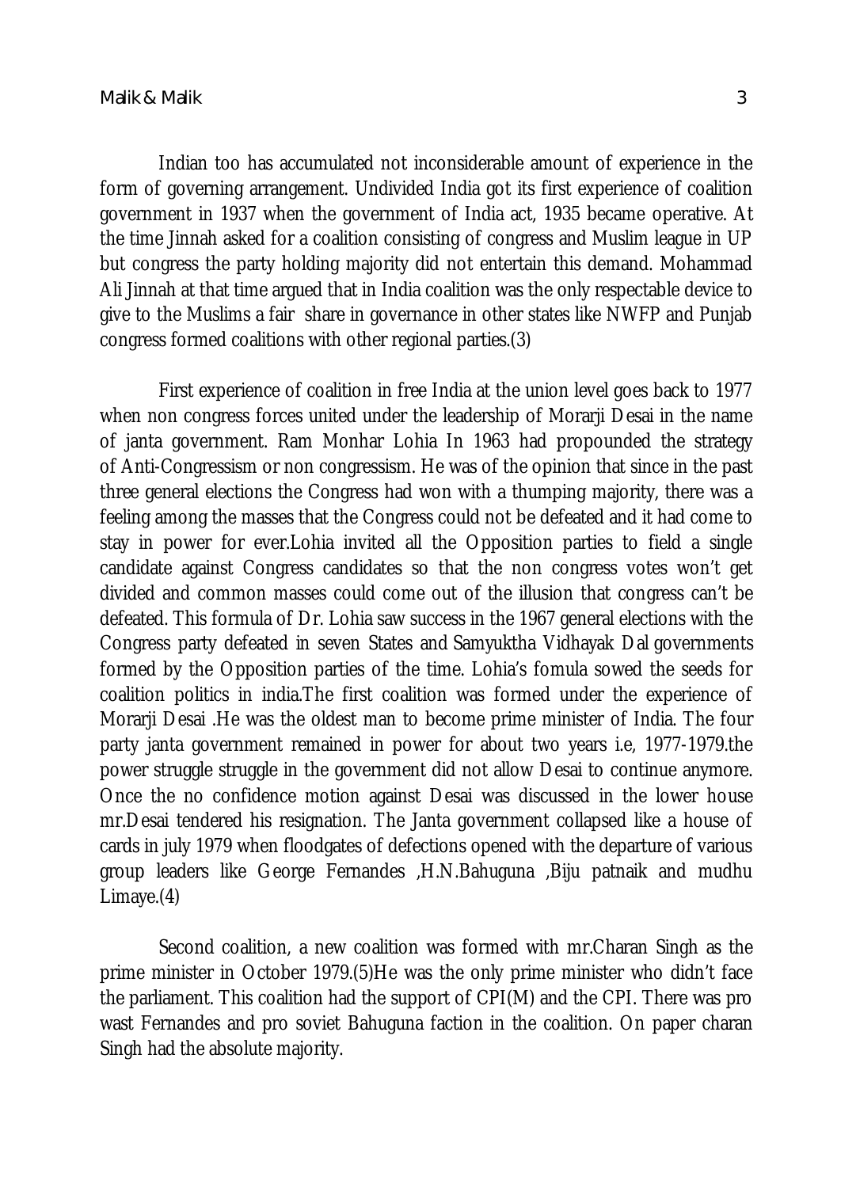Indian too has accumulated not inconsiderable amount of experience in the form of governing arrangement. Undivided India got its first experience of coalition government in 1937 when the government of India act, 1935 became operative. At the time Jinnah asked for a coalition consisting of congress and Muslim league in UP but congress the party holding majority did not entertain this demand. Mohammad Ali Jinnah at that time argued that in India coalition was the only respectable device to give to the Muslims a fair share in governance in other states like NWFP and Punjab congress formed coalitions with other regional parties.(3)

First experience of coalition in free India at the union level goes back to 1977 when non congress forces united under the leadership of Morarji Desai in the name of janta government. Ram Monhar Lohia In 1963 had propounded the strategy of Anti-Congressism or non congressism. He was of the opinion that since in the past three general elections the Congress had won with a thumping majority, there was a feeling among the masses that the Congress could not be defeated and it had come to stay in power for ever.Lohia invited all the Opposition parties to field a single candidate against Congress candidates so that the non congress votes won't get divided and common masses could come out of the illusion that congress can't be defeated. This formula of Dr. Lohia saw success in the 1967 general elections with the Congress party defeated in seven States and Samyuktha Vidhayak Dal governments formed by the Opposition parties of the time. Lohia's fomula sowed the seeds for coalition politics in india.The first coalition was formed under the experience of Morarji Desai .He was the oldest man to become prime minister of India. The four party janta government remained in power for about two years i.e, 1977-1979.the power struggle struggle in the government did not allow Desai to continue anymore. Once the no confidence motion against Desai was discussed in the lower house mr.Desai tendered his resignation. The Janta government collapsed like a house of cards in july 1979 when floodgates of defections opened with the departure of various group leaders like George Fernandes ,H.N.Bahuguna ,Biju patnaik and mudhu Limaye.(4)

Second coalition, a new coalition was formed with mr.Charan Singh as the prime minister in October 1979.(5)He was the only prime minister who didn't face the parliament. This coalition had the support of CPI(M) and the CPI. There was pro wast Fernandes and pro soviet Bahuguna faction in the coalition. On paper charan Singh had the absolute majority.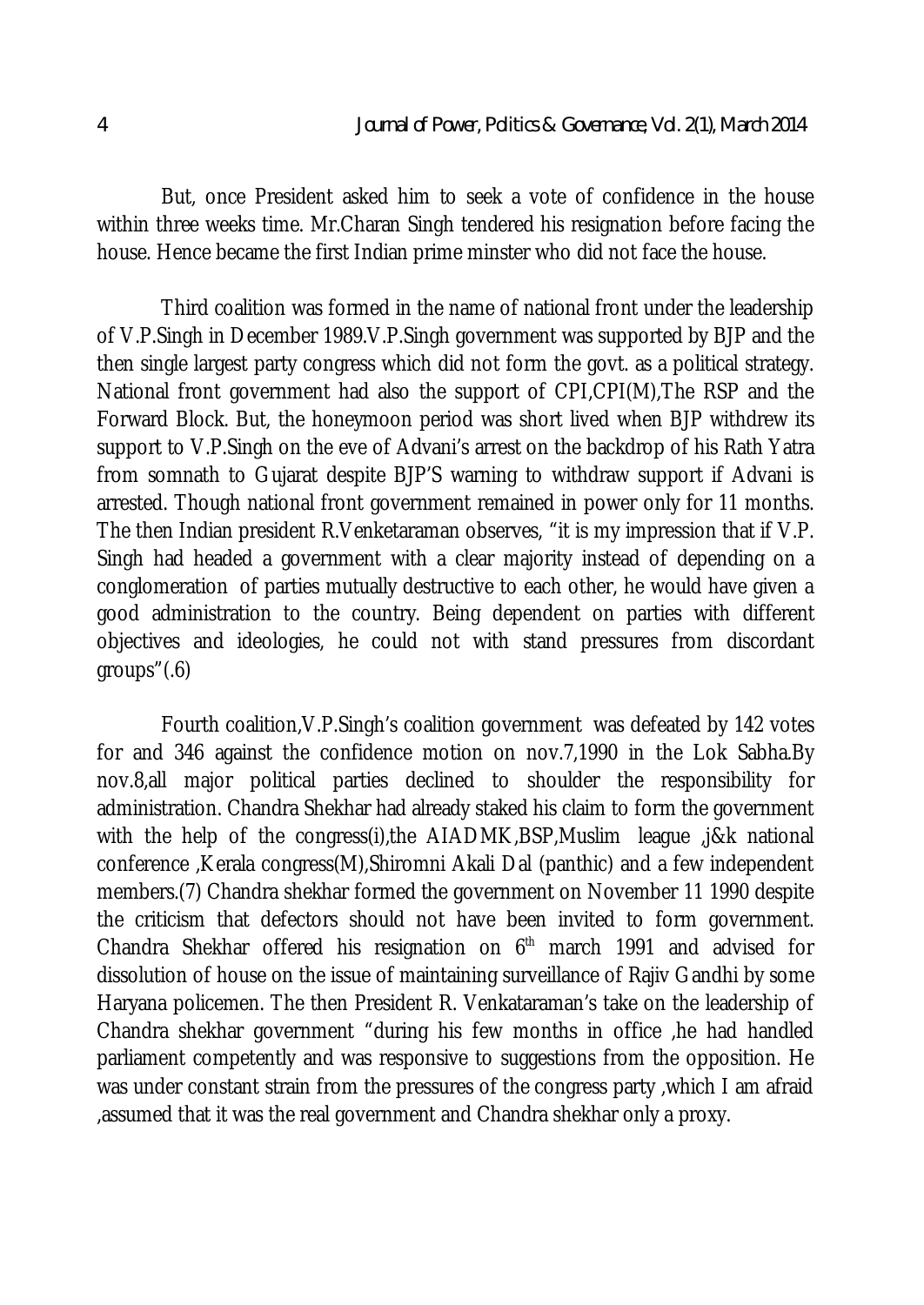But, once President asked him to seek a vote of confidence in the house within three weeks time. Mr.Charan Singh tendered his resignation before facing the house. Hence became the first Indian prime minster who did not face the house.

Third coalition was formed in the name of national front under the leadership of V.P.Singh in December 1989.V.P.Singh government was supported by BJP and the then single largest party congress which did not form the govt. as a political strategy. National front government had also the support of CPI,CPI(M),The RSP and the Forward Block. But, the honeymoon period was short lived when BJP withdrew its support to V.P.Singh on the eve of Advani's arrest on the backdrop of his Rath Yatra from somnath to Gujarat despite BJP'S warning to withdraw support if Advani is arrested. Though national front government remained in power only for 11 months. The then Indian president R.Venketaraman observes, "it is my impression that if V.P. Singh had headed a government with a clear majority instead of depending on a conglomeration of parties mutually destructive to each other, he would have given a good administration to the country. Being dependent on parties with different objectives and ideologies, he could not with stand pressures from discordant groups"(.6)

Fourth coalition,V.P.Singh's coalition government was defeated by 142 votes for and 346 against the confidence motion on nov.7,1990 in the Lok Sabha.By nov.8,all major political parties declined to shoulder the responsibility for administration. Chandra Shekhar had already staked his claim to form the government with the help of the congress(i),the AIADMK,BSP,Muslim league ,j&k national conference ,Kerala congress(M),Shiromni Akali Dal (panthic) and a few independent members.(7) Chandra shekhar formed the government on November 11 1990 despite the criticism that defectors should not have been invited to form government. Chandra Shekhar offered his resignation on 6th march 1991 and advised for dissolution of house on the issue of maintaining surveillance of Rajiv Gandhi by some Haryana policemen. The then President R. Venkataraman's take on the leadership of Chandra shekhar government "during his few months in office ,he had handled parliament competently and was responsive to suggestions from the opposition. He was under constant strain from the pressures of the congress party ,which I am afraid ,assumed that it was the real government and Chandra shekhar only a proxy.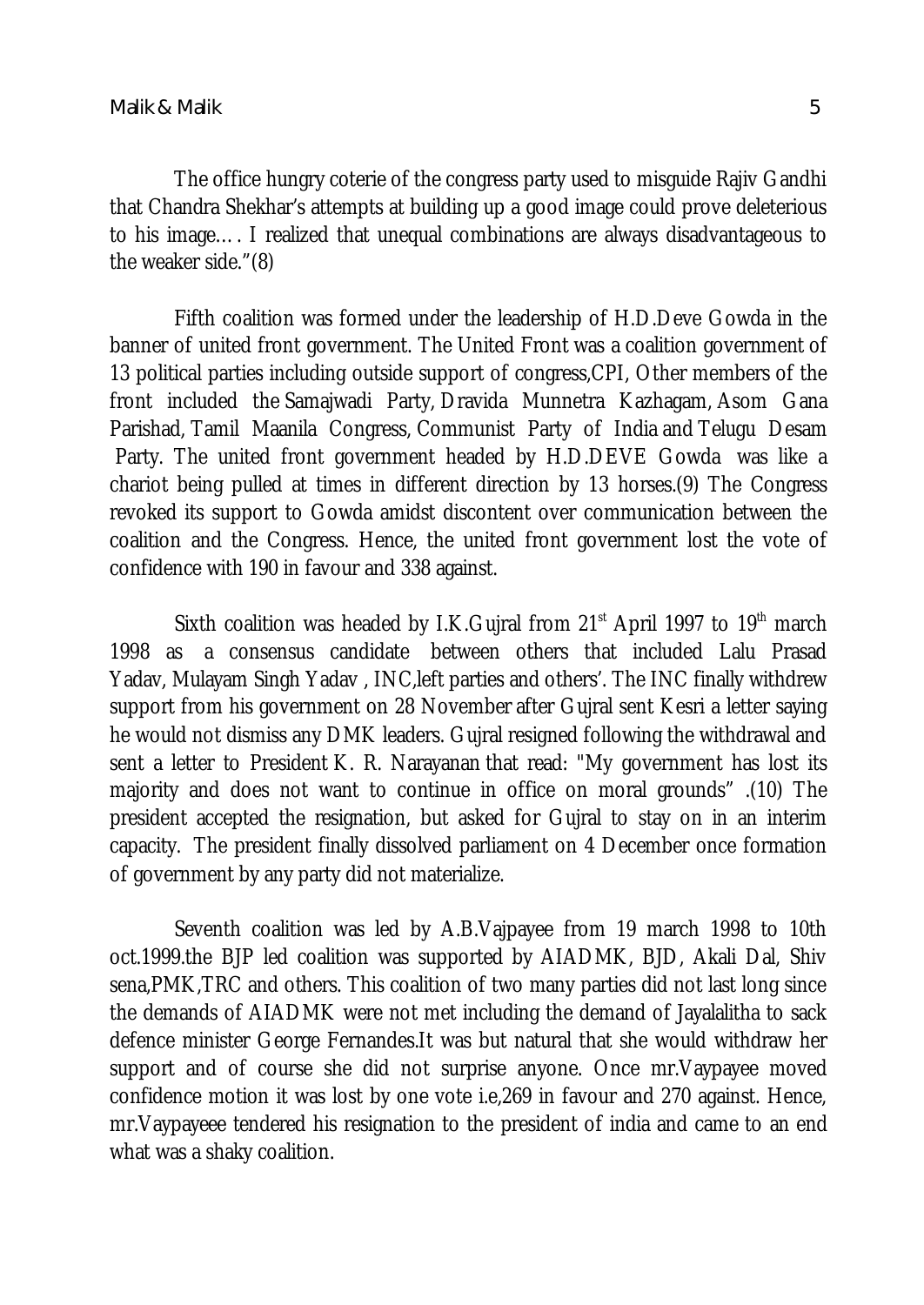The office hungry coterie of the congress party used to misguide Rajiv Gandhi that Chandra Shekhar's attempts at building up a good image could prove deleterious to his image…. I realized that unequal combinations are always disadvantageous to the weaker side."(8)

Fifth coalition was formed under the leadership of H.D.Deve Gowda in the banner of united front government. The United Front was a coalition government of 13 political parties including outside support of congress,CPI, Other members of the front included the Samajwadi Party, Dravida Munnetra Kazhagam, Asom Gana Parishad, Tamil Maanila Congress, Communist Party of India and Telugu Desam Party. The united front government headed by H.D.DEVE Gowda was like a chariot being pulled at times in different direction by 13 horses.(9) The Congress revoked its support to Gowda amidst discontent over communication between the coalition and the Congress. Hence, the united front government lost the vote of confidence with 190 in favour and 338 against.

Sixth coalition was headed by I.K.Gujral from 21st April 1997 to 19th march 1998 as a consensus candidate between others that included Lalu Prasad Yadav, Mulayam Singh Yadav , INC,left parties and others'. The INC finally withdrew support from his government on 28 November after Gujral sent Kesri a letter saying he would not dismiss any DMK leaders. Gujral resigned following the withdrawal and sent a letter to President K. R. Narayanan that read: "My government has lost its majority and does not want to continue in office on moral grounds" .(10) The president accepted the resignation, but asked for Gujral to stay on in an interim capacity. The president finally dissolved parliament on 4 December once formation of government by any party did not materialize.

Seventh coalition was led by A.B.Vajpayee from 19 march 1998 to 10th oct.1999.the BJP led coalition was supported by AIADMK, BJD, Akali Dal, Shiv sena,PMK,TRC and others. This coalition of two many parties did not last long since the demands of AIADMK were not met including the demand of Jayalalitha to sack defence minister George Fernandes.It was but natural that she would withdraw her support and of course she did not surprise anyone. Once mr.Vaypayee moved confidence motion it was lost by one vote i.e,269 in favour and 270 against. Hence, mr.Vaypayeee tendered his resignation to the president of india and came to an end what was a shaky coalition.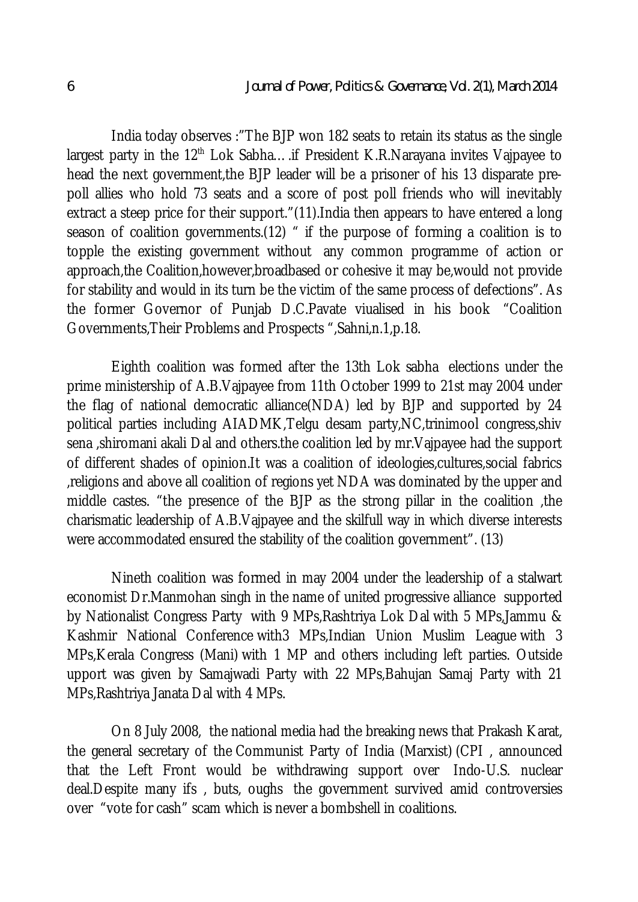India today observes :"The BJP won 182 seats to retain its status as the single largest party in the 12th Lok Sabha….if President K.R.Narayana invites Vajpayee to head the next government,the BJP leader will be a prisoner of his 13 disparate pre-poll allies who hold 73 seats and a score of post poll friends who will inevitably extract a steep price for their support."(11).India then appears to have entered a long season of coalition governments.(12) " if the purpose of forming a coalition is to topple the existing government without any common programme of action or approach,the Coalition,however,broadbased or cohesive it may be,would not provide for stability and would in its turn be the victim of the same process of defections". As the former Governor of Punjab D.C.Pavate viualised in his book "Coalition Governments,Their Problems and Prospects ",Sahni,n.1,p.18.

Eighth coalition was formed after the 13th Lok sabha elections under the prime ministership of A.B.Vajpayee from 11th October 1999 to 21st may 2004 under the flag of national democratic alliance(NDA) led by BJP and supported by 24 political parties including AIADMK,Telgu desam party,NC,trinimool congress,shiv sena ,shiromani akali Dal and others.the coalition led by mr.Vajpayee had the support of different shades of opinion.It was a coalition of ideologies,cultures,social fabrics ,religions and above all coalition of regions yet NDA was dominated by the upper and middle castes. "the presence of the BJP as the strong pillar in the coalition ,the charismatic leadership of A.B.Vajpayee and the skilfull way in which diverse interests were accommodated ensured the stability of the coalition government". (13)

Nineth coalition was formed in may 2004 under the leadership of a stalwart economist Dr.Manmohan singh in the name of united progressive alliance supported by Nationalist Congress Party with 9 MPs,Rashtriya Lok Dal with 5 MPs,Jammu & Kashmir National Conference with3 MPs,Indian Union Muslim League with 3 MPs,Kerala Congress (Mani) with 1 MP and others including left parties. Outside upport was given by Samajwadi Party with 22 MPs,Bahujan Samaj Party with 21 MPs,Rashtriya Janata Dal with 4 MPs.

On 8 July 2008, the national media had the breaking news that Prakash Karat, the general secretary of the Communist Party of India (Marxist) (CPI , announced that the Left Front would be withdrawing support over Indo-U.S. nuclear deal.Despite many ifs , buts, oughs the government survived amid controversies over "vote for cash" scam which is never a bombshell in coalitions.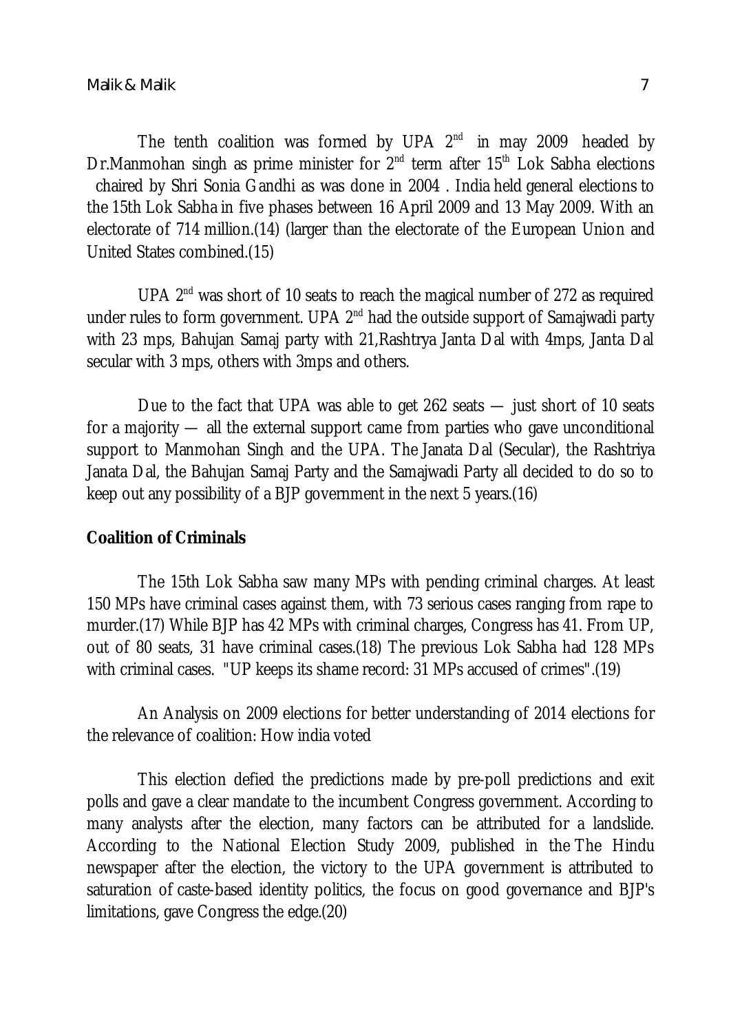The tenth coalition was formed by UPA 2nd in may 2009 headed by Dr.Manmohan singh as prime minister for 2nd term after 15th Lok Sabha elections chaired by Shri Sonia Gandhi as was done in 2004 . India held general elections to the 15th Lok Sabha in five phases between 16 April 2009 and 13 May 2009. With an electorate of 714 million.(14) (larger than the electorate of the European Union and United States combined.(15)

UPA 2nd was short of 10 seats to reach the magical number of 272 as required under rules to form government. UPA 2nd had the outside support of Samajwadi party with 23 mps, Bahujan Samaj party with 21,Rashtrya Janta Dal with 4mps, Janta Dal secular with 3 mps, others with 3mps and others.

Due to the fact that UPA was able to get 262 seats — just short of 10 seats for a majority — all the external support came from parties who gave unconditional support to Manmohan Singh and the UPA. The Janata Dal (Secular), the Rashtriya Janata Dal, the Bahujan Samaj Party and the Samajwadi Party all decided to do so to keep out any possibility of a BJP government in the next 5 years.(16)

**Coalition of Criminals**

The 15th Lok Sabha saw many MPs with pending criminal charges. At least 150 MPs have criminal cases against them, with 73 serious cases ranging from rape to murder.(17) While BJP has 42 MPs with criminal charges, Congress has 41. From UP, out of 80 seats, 31 have criminal cases.(18) The previous Lok Sabha had 128 MPs with criminal cases. "UP keeps its shame record: 31 MPs accused of crimes".(19)

An Analysis on 2009 elections for better understanding of 2014 elections for the relevance of coalition: How india voted

This election defied the predictions made by pre-poll predictions and exit polls and gave a clear mandate to the incumbent Congress government. According to many analysts after the election, many factors can be attributed for a landslide. According to the National Election Study 2009, published in the The Hindu newspaper after the election, the victory to the UPA government is attributed to saturation of caste-based identity politics, the focus on good governance and BJP's limitations, gave Congress the edge.(20)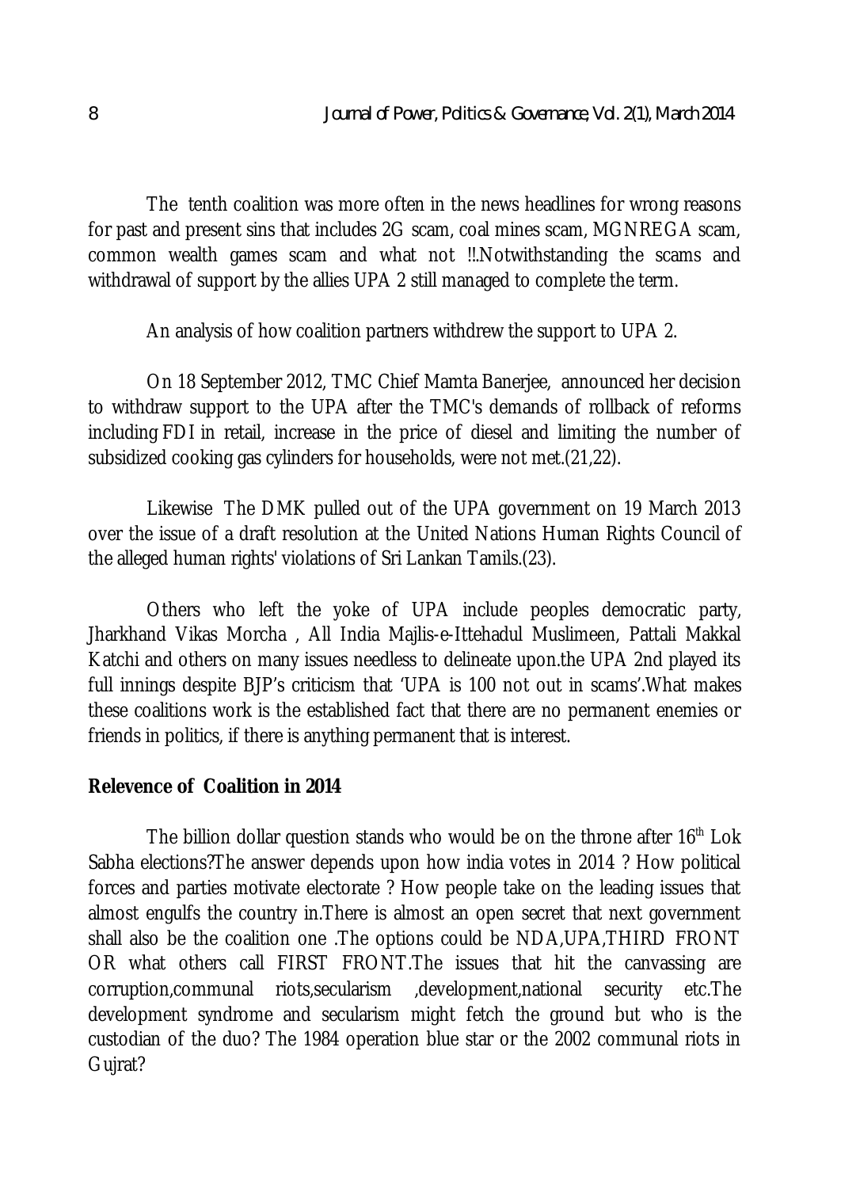The tenth coalition was more often in the news headlines for wrong reasons for past and present sins that includes 2G scam, coal mines scam, MGNREGA scam, common wealth games scam and what not !!.Notwithstanding the scams and withdrawal of support by the allies UPA 2 still managed to complete the term.

An analysis of how coalition partners withdrew the support to UPA 2.

On 18 September 2012, TMC Chief Mamta Banerjee, announced her decision to withdraw support to the UPA after the TMC's demands of rollback of reforms including FDI in retail, increase in the price of diesel and limiting the number of subsidized cooking gas cylinders for households, were not met.(21,22).

Likewise The DMK pulled out of the UPA government on 19 March 2013 over the issue of a draft resolution at the United Nations Human Rights Council of the alleged human rights' violations of Sri Lankan Tamils.(23).

Others who left the yoke of UPA include peoples democratic party, Jharkhand Vikas Morcha , All India Majlis-e-Ittehadul Muslimeen, Pattali Makkal Katchi and others on many issues needless to delineate upon.the UPA 2nd played its full innings despite BJP's criticism that 'UPA is 100 not out in scams'.What makes these coalitions work is the established fact that there are no permanent enemies or friends in politics, if there is anything permanent that is interest.

**Relevence of Coalition in 2014**

The billion dollar question stands who would be on the throne after 16th Lok Sabha elections?The answer depends upon how india votes in 2014 ? How political forces and parties motivate electorate ? How people take on the leading issues that almost engulfs the country in.There is almost an open secret that next government shall also be the coalition one .The options could be NDA,UPA,THIRD FRONT OR what others call FIRST FRONT.The issues that hit the canvassing are corruption,communal riots,secularism ,development,national security etc.The development syndrome and secularism might fetch the ground but who is the custodian of the duo? The 1984 operation blue star or the 2002 communal riots in Gujrat?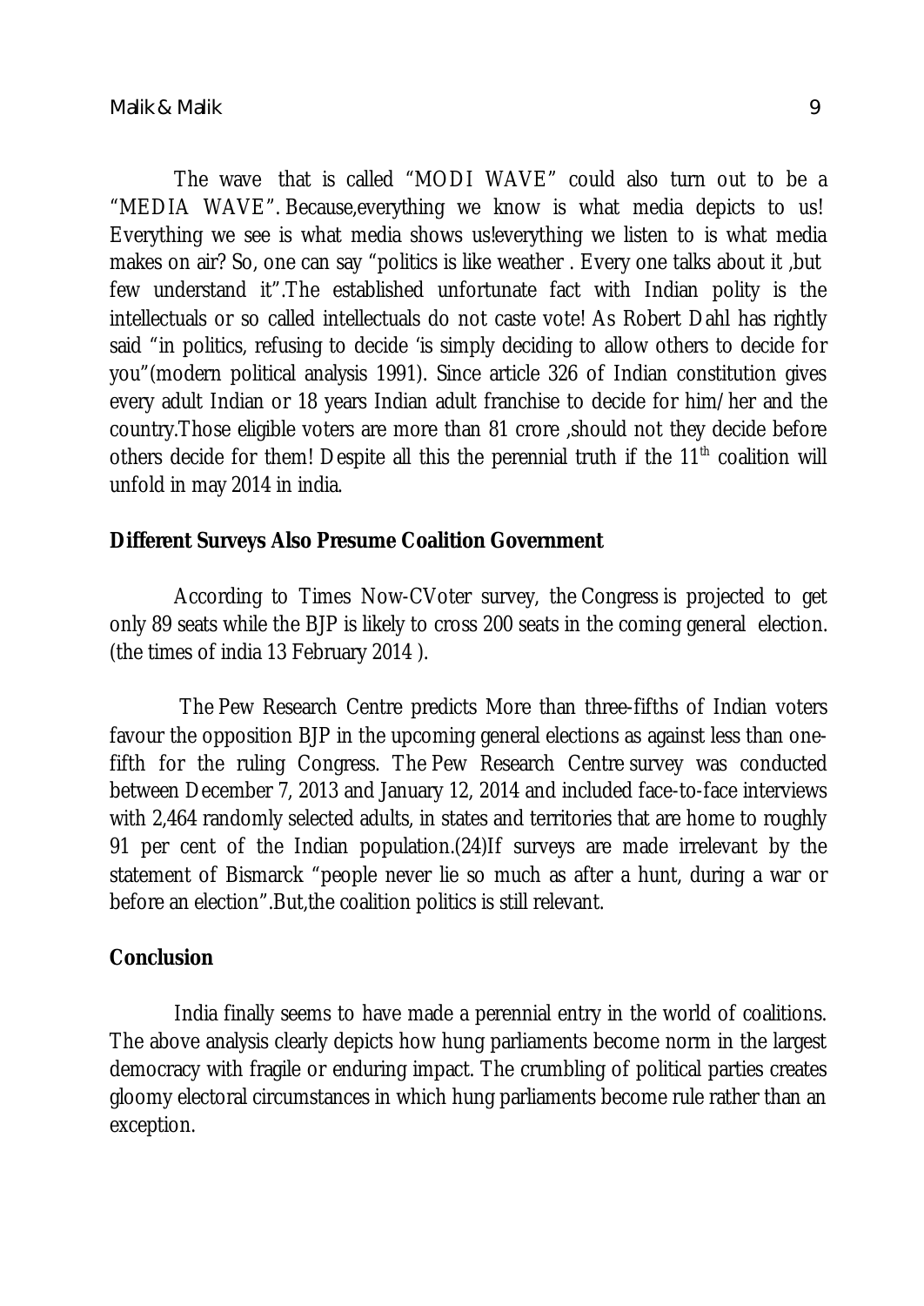The wave that is called "MODI WAVE" could also turn out to be a "MEDIA WAVE". Because,everything we know is what media depicts to us! Everything we see is what media shows us!everything we listen to is what media makes on air? So, one can say "politics is like weather . Every one talks about it ,but few understand it".The established unfortunate fact with Indian polity is the intellectuals or so called intellectuals do not caste vote! As Robert Dahl has rightly said "in politics, refusing to decide 'is simply deciding to allow others to decide for you"(modern political analysis 1991). Since article 326 of Indian constitution gives every adult Indian or 18 years Indian adult franchise to decide for him/her and the country.Those eligible voters are more than 81 crore ,should not they decide before others decide for them! Despite all this the perennial truth if the 11th coalition will unfold in may 2014 in india.

## Different Surveys Also Presume Coalition Government

According to Times Now-CVoter survey, the Congress is projected to get only 89 seats while the BJP is likely to cross 200 seats in the coming general election. (the times of india 13 February 2014 ).

The Pew Research Centre predicts More than three-fifths of Indian voters favour the opposition BJP in the upcoming general elections as against less than one-fifth for the ruling Congress. The Pew Research Centre survey was conducted between December 7, 2013 and January 12, 2014 and included face-to-face interviews with 2,464 randomly selected adults, in states and territories that are home to roughly 91 per cent of the Indian population.(24)If surveys are made irrelevant by the statement of Bismarck "people never lie so much as after a hunt, during a war or before an election".But,the coalition politics is still relevant.

## Conclusion

India finally seems to have made a perennial entry in the world of coalitions. The above analysis clearly depicts how hung parliaments become norm in the largest democracy with fragile or enduring impact. The crumbling of political parties creates gloomy electoral circumstances in which hung parliaments become rule rather than an exception.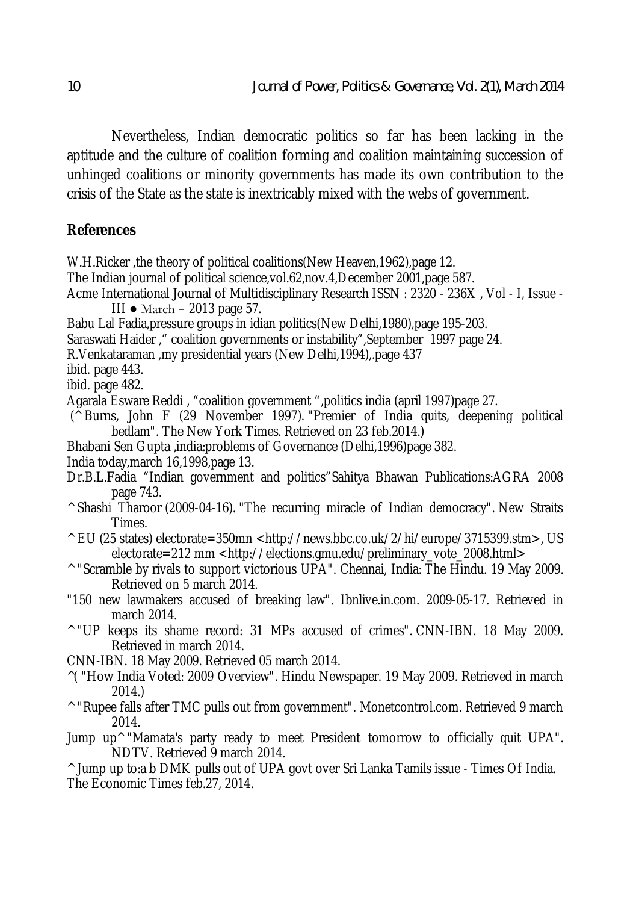Nevertheless, Indian democratic politics so far has been lacking in the aptitude and the culture of coalition forming and coalition maintaining succession of unhinged coalitions or minority governments has made its own contribution to the crisis of the State as the state is inextricably mixed with the webs of government.

## References

W.H.Ricker ,the theory of political coalitions(New Heaven,1962),page 12.

The Indian journal of political science,vol.62,nov.4,December 2001,page 587.

Acme International Journal of Multidisciplinary Research ISSN : 2320 - 236X , Vol - I, Issue - III ● March – 2013 page 57.

Babu Lal Fadia,pressure groups in idian politics(New Delhi,1980),page 195-203.

Saraswati Haider ," coalition governments or instability",September 1997 page 24.

R.Venkataraman ,my presidential years (New Delhi,1994),.page 437

ibid. page 443.

ibid. page 482.

Agarala Esware Reddi , "coalition government ",politics india (april 1997)page 27.

(^ Burns, John F (29 November 1997). "Premier of India quits, deepening political bedlam". The New York Times. Retrieved on 23 feb.2014.)

Bhabani Sen Gupta ,india:problems of Governance (Delhi,1996)page 382.

India today,march 16,1998,page 13.

Dr.B.L.Fadia "Indian government and politics"Sahitya Bhawan Publications:AGRA 2008 page 743.

^ Shashi Tharoor (2009-04-16). "The recurring miracle of Indian democracy". New Straits Times.

^ EU (25 states) electorate=350mn <http://news.bbc.co.uk/2/hi/europe/3715399.stm>, US electorate=212 mm <http://elections.gmu.edu/preliminary_vote_2008.html>

^ "Scramble by rivals to support victorious UPA". Chennai, India: The Hindu. 19 May 2009. Retrieved on 5 march 2014.

"150 new lawmakers accused of breaking law". Ibnlive.in.com. 2009-05-17. Retrieved in march 2014.

^ "UP keeps its shame record: 31 MPs accused of crimes". CNN-IBN. 18 May 2009. Retrieved in march 2014.

CNN-IBN. 18 May 2009. Retrieved 05 march 2014.

^( "How India Voted: 2009 Overview". Hindu Newspaper. 19 May 2009. Retrieved in march 2014.)

^ "Rupee falls after TMC pulls out from government". Monetcontrol.com. Retrieved 9 march 2014.

Jump up^ "Mamata's party ready to meet President tomorrow to officially quit UPA". NDTV. Retrieved 9 march 2014.

^ Jump up to:a b DMK pulls out of UPA govt over Sri Lanka Tamils issue - Times Of India.

The Economic Times feb.27, 2014.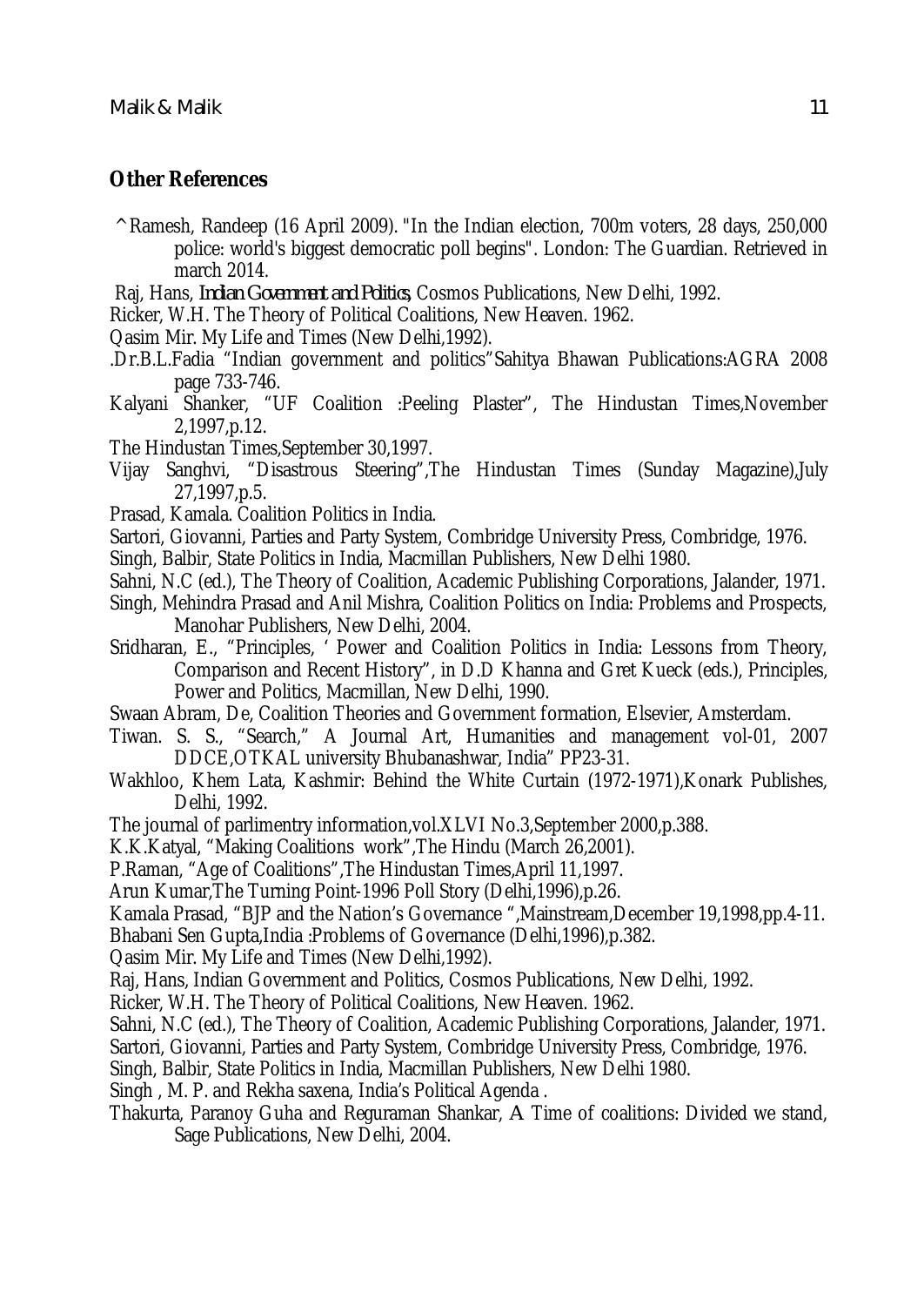## Other References

^ Ramesh, Randeep (16 April 2009). "In the Indian election, 700m voters, 28 days, 250,000 police: world's biggest democratic poll begins". London: The Guardian. Retrieved in march 2014.

Raj, Hans, *Indian Government and Politics*, Cosmos Publications, New Delhi, 1992.

Ricker, W.H. The Theory of Political Coalitions, New Heaven. 1962.

Qasim Mir. My Life and Times (New Delhi,1992).

.Dr.B.L.Fadia "Indian government and politics"Sahitya Bhawan Publications:AGRA 2008 page 733-746.

Kalyani Shanker, "UF Coalition :Peeling Plaster", The Hindustan Times,November 2,1997,p.12.

The Hindustan Times,September 30,1997.

Vijay Sanghvi, "Disastrous Steering",The Hindustan Times (Sunday Magazine),July 27,1997,p.5.

Prasad, Kamala. Coalition Politics in India.

Sartori, Giovanni, Parties and Party System, Combridge University Press, Combridge, 1976.

Singh, Balbir, State Politics in India, Macmillan Publishers, New Delhi 1980.

Sahni, N.C (ed.), The Theory of Coalition, Academic Publishing Corporations, Jalander, 1971.

Singh, Mehindra Prasad and Anil Mishra, Coalition Politics on India: Problems and Prospects, Manohar Publishers, New Delhi, 2004.

Sridharan, E., "Principles, ' Power and Coalition Politics in India: Lessons from Theory, Comparison and Recent History", in D.D Khanna and Gret Kueck (eds.), Principles, Power and Politics, Macmillan, New Delhi, 1990.

Swaan Abram, De, Coalition Theories and Government formation, Elsevier, Amsterdam.

Tiwan. S. S., "Search," A Journal Art, Humanities and management vol-01, 2007 DDCE,OTKAL university Bhubanashwar, India" PP23-31.

Wakhloo, Khem Lata, Kashmir: Behind the White Curtain (1972-1971),Konark Publishes, Delhi, 1992.

The journal of parlimentry information,vol.XLVI No.3,September 2000,p.388.

K.K.Katyal, "Making Coalitions work",The Hindu (March 26,2001).

P.Raman, "Age of Coalitions",The Hindustan Times,April 11,1997.

Arun Kumar,The Turning Point-1996 Poll Story (Delhi,1996),p.26.

Kamala Prasad, "BJP and the Nation's Governance ",Mainstream,December 19,1998,pp.4-11.

Bhabani Sen Gupta,India :Problems of Governance (Delhi,1996),p.382.

Qasim Mir. My Life and Times (New Delhi,1992).

Raj, Hans, Indian Government and Politics, Cosmos Publications, New Delhi, 1992.

Ricker, W.H. The Theory of Political Coalitions, New Heaven. 1962.

Sahni, N.C (ed.), The Theory of Coalition, Academic Publishing Corporations, Jalander, 1971.

Sartori, Giovanni, Parties and Party System, Combridge University Press, Combridge, 1976.

Singh, Balbir, State Politics in India, Macmillan Publishers, New Delhi 1980.

Singh , M. P. and Rekha saxena, India's Political Agenda .

Thakurta, Paranoy Guha and Reguraman Shankar, A Time of coalitions: Divided we stand, Sage Publications, New Delhi, 2004.